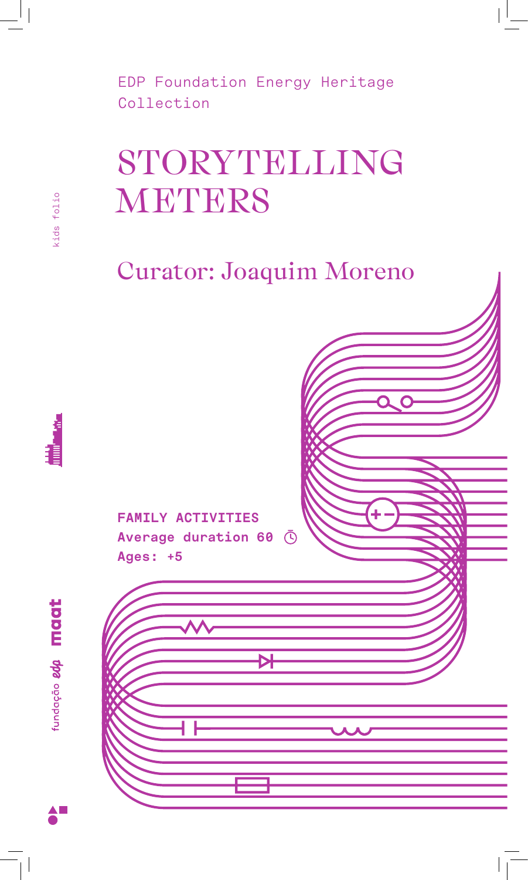EDP Foundation Energy Heritage Collection

# STORYTELLING METERS

## Curator: Joaquim Moreno

**FAMILY ACTIVITIES**
**Average duration 60**
**Ages: +5**

kids folio

fundação edp maat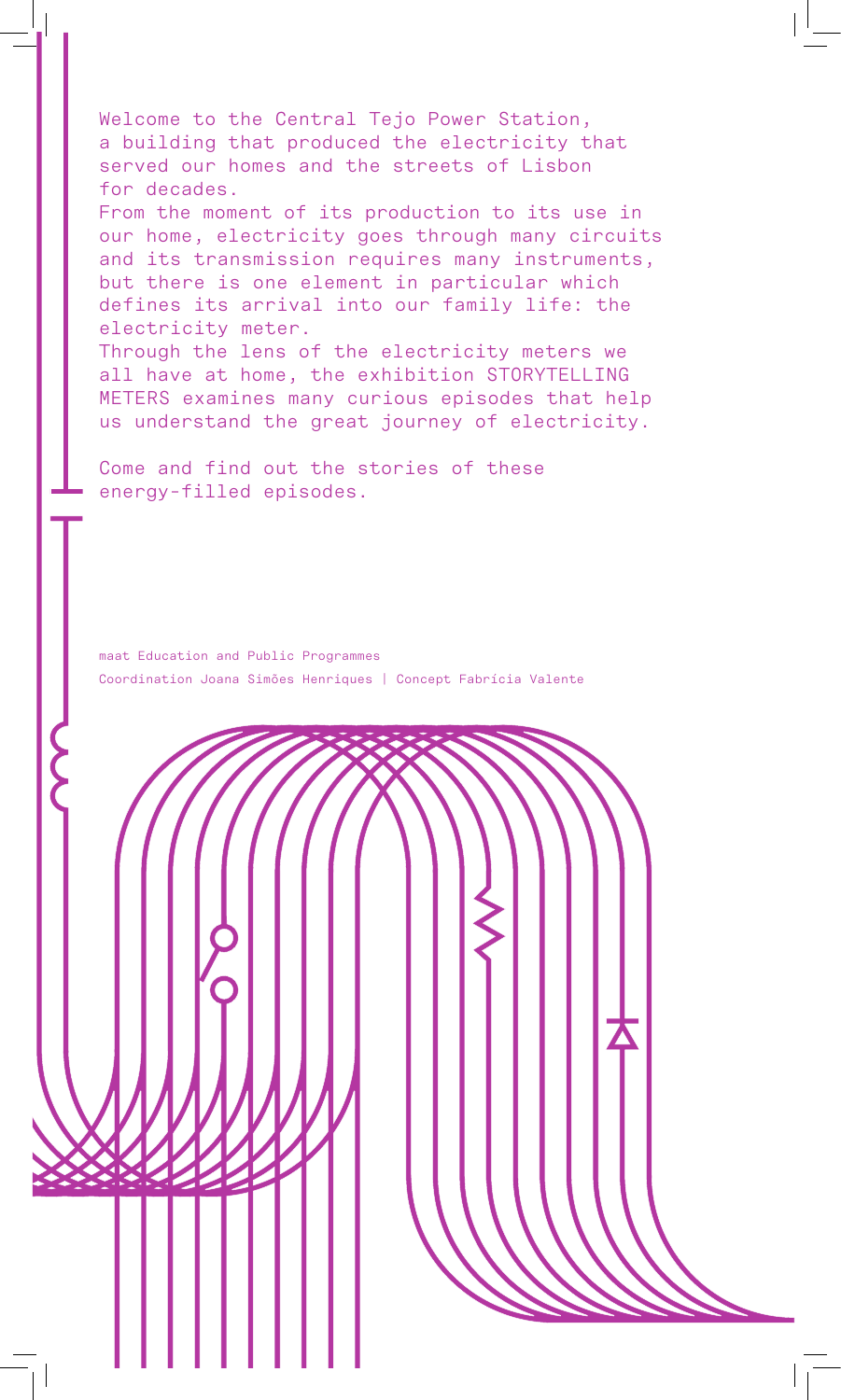Welcome to the Central Tejo Power Station, a building that produced the electricity that served our homes and the streets of Lisbon for decades.
From the moment of its production to its use in our home, electricity goes through many circuits and its transmission requires many instruments, but there is one element in particular which defines its arrival into our family life: the electricity meter.
Through the lens of the electricity meters we all have at home, the exhibition STORYTELLING METERS examines many curious episodes that help us understand the great journey of electricity.

Come and find out the stories of these energy-filled episodes.

maat Education and Public Programmes
Coordination Joana Simões Henriques | Concept Fabrícia Valente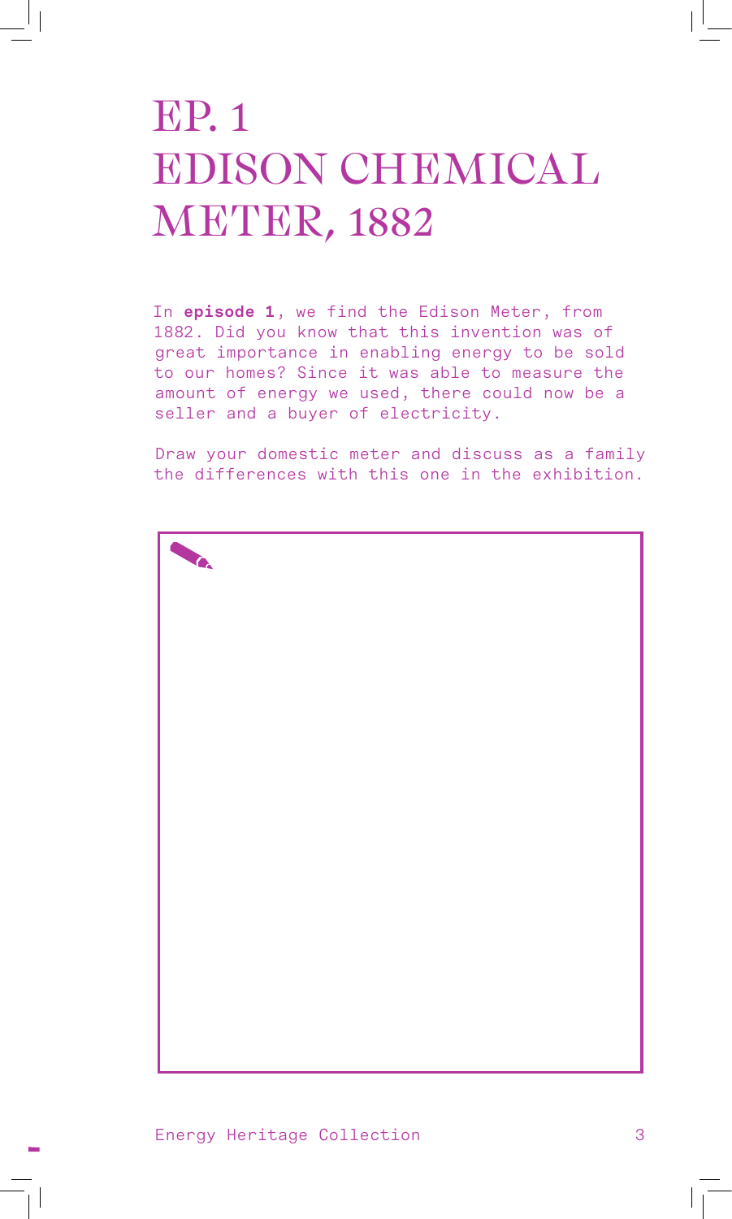# EP. 1 EDISON CHEMICAL METER, 1882

In **episode 1**, we find the Edison Meter, from 1882. Did you know that this invention was of great importance in enabling energy to be sold to our homes? Since it was able to measure the amount of energy we used, there could now be a seller and a buyer of electricity.

Draw your domestic meter and discuss as a family the differences with this one in the exhibition.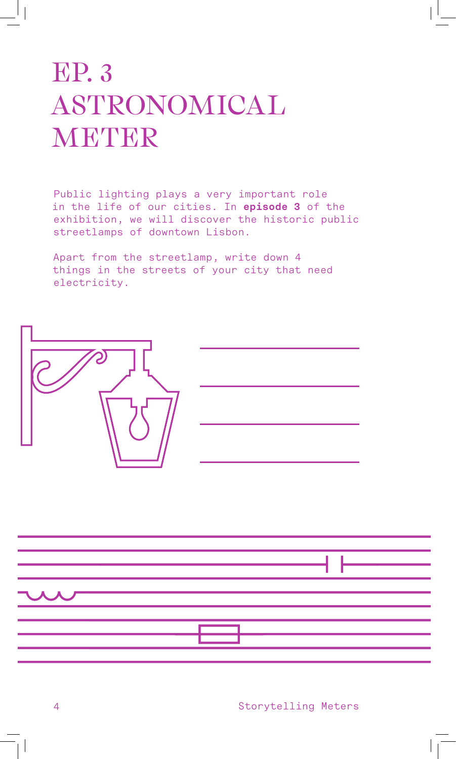# EP. 3 ASTRONOMICAL METER

Public lighting plays a very important role in the life of our cities. In **episode 3** of the exhibition, we will discover the historic public streetlamps of downtown Lisbon.

Apart from the streetlamp, write down 4 things in the streets of your city that need electricity.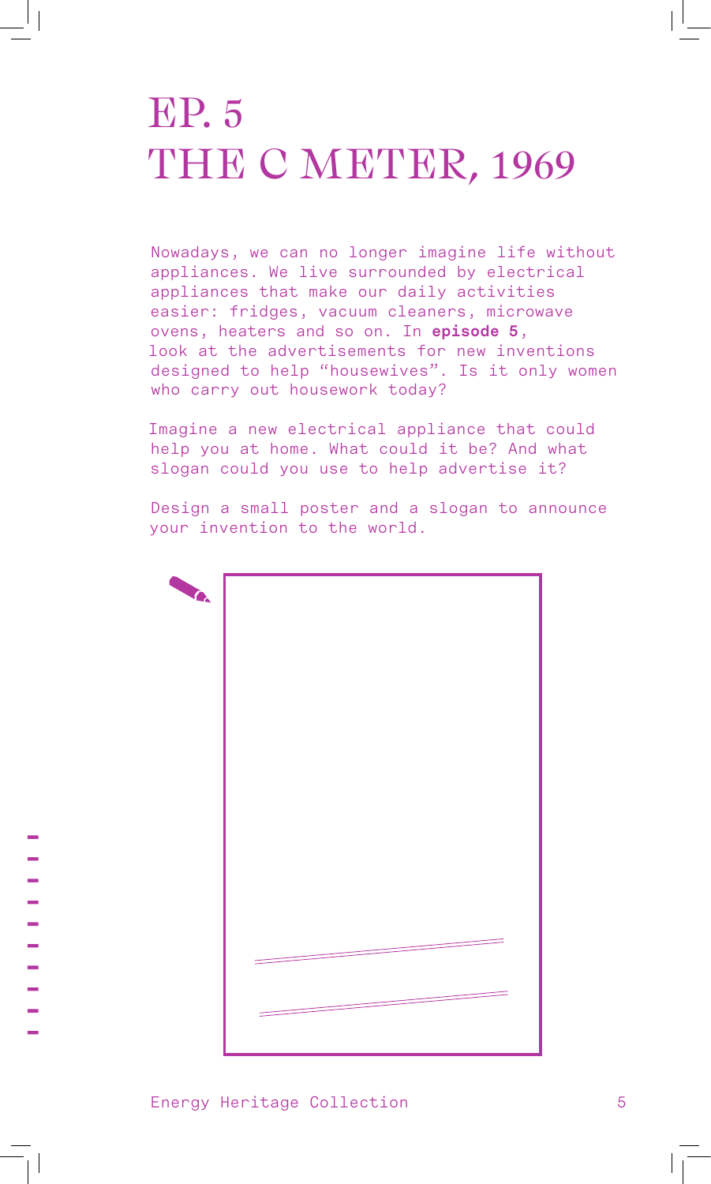# EP. 5
# THE C METER, 1969

Nowadays, we can no longer imagine life without appliances. We live surrounded by electrical appliances that make our daily activities easier: fridges, vacuum cleaners, microwave ovens, heaters and so on. In **episode 5**, look at the advertisements for new inventions designed to help "housewives". Is it only women who carry out housework today?

Imagine a new electrical appliance that could help you at home. What could it be? And what slogan could you use to help advertise it?

Design a small poster and a slogan to announce your invention to the world.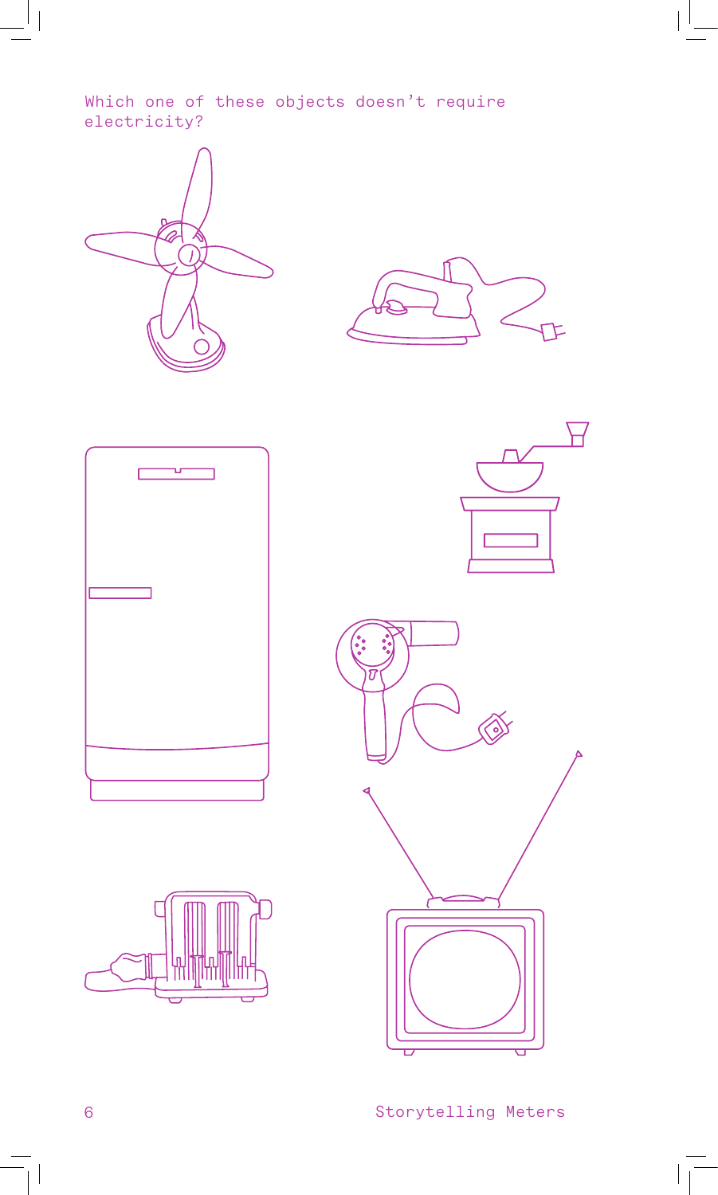Which one of these objects doesn't require electricity?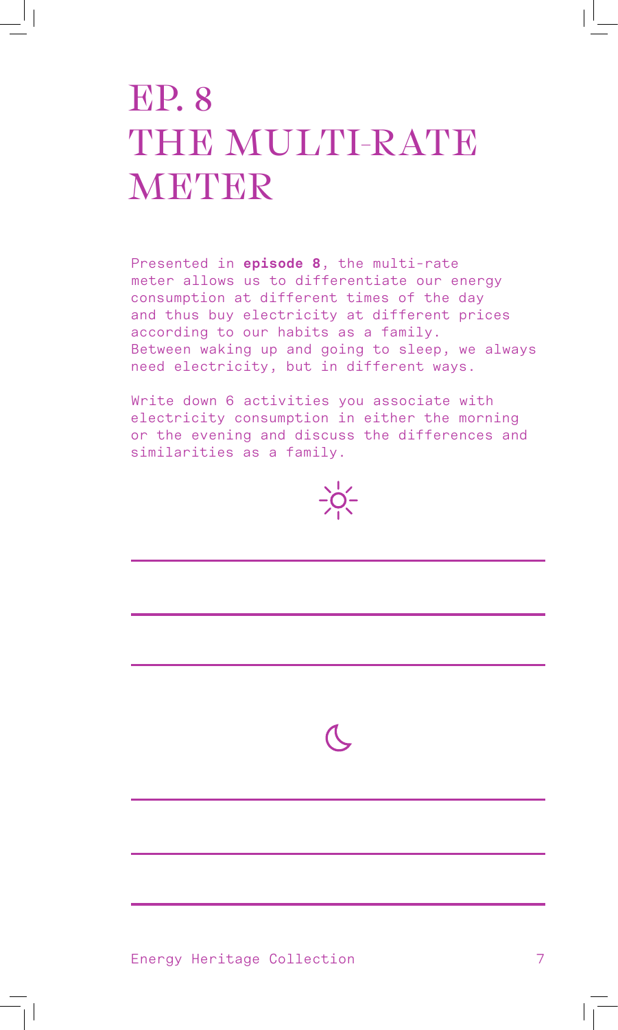# EP. 8
# THE MULTI-RATE METER

Presented in **episode 8**, the multi-rate meter allows us to differentiate our energy consumption at different times of the day and thus buy electricity at different prices according to our habits as a family. Between waking up and going to sleep, we always need electricity, but in different ways.

Write down 6 activities you associate with electricity consumption in either the morning or the evening and discuss the differences and similarities as a family.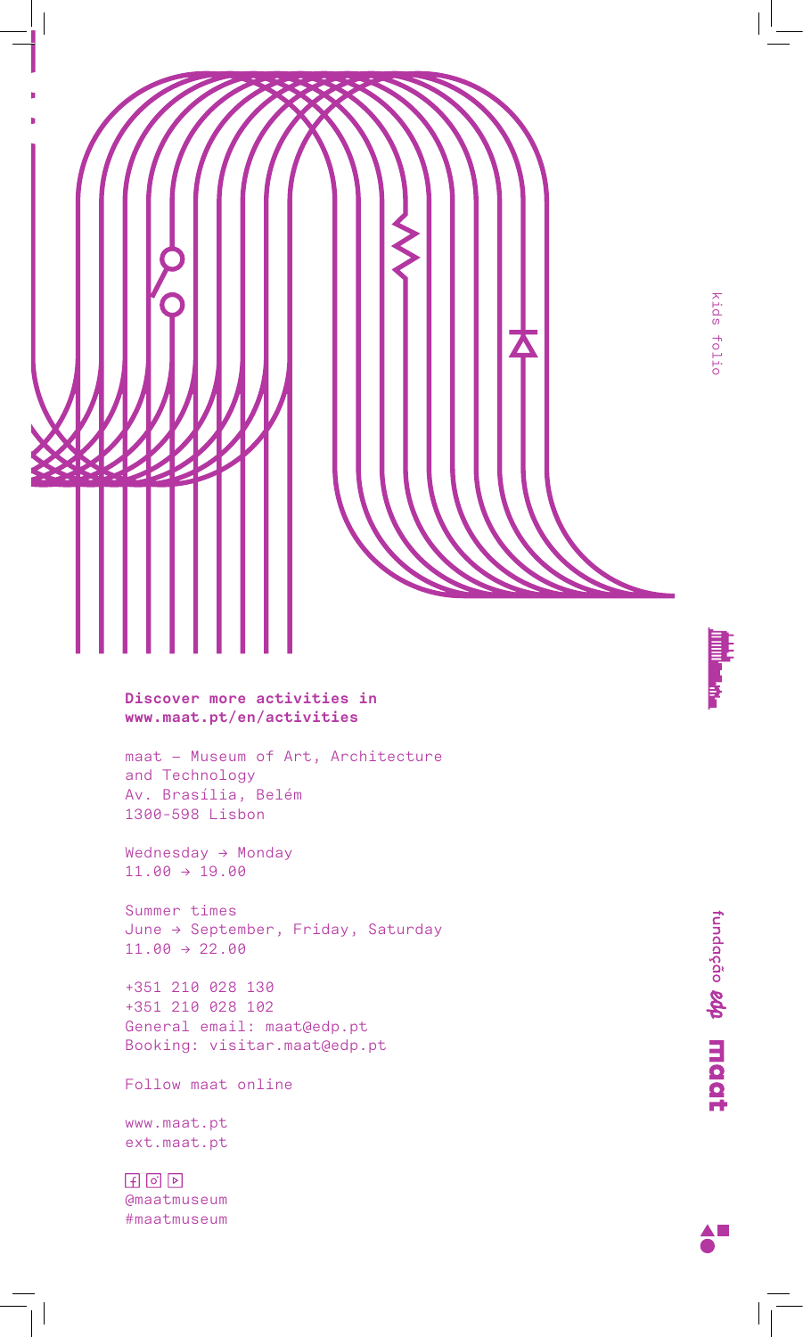**Discover more activities in www.maat.pt/en/activities**

maat – Museum of Art, Architecture and Technology
Av. Brasília, Belém
1300-598 Lisbon

Wednesday → Monday
11.00 → 19.00

Summer times
June → September, Friday, Saturday
11.00 → 22.00

+351 210 028 130
+351 210 028 102
General email: maat@edp.pt
Booking: visitar.maat@edp.pt

Follow maat online

www.maat.pt
ext.maat.pt

@maatmuseum
#maatmuseum

kids folio

fundação edp maat